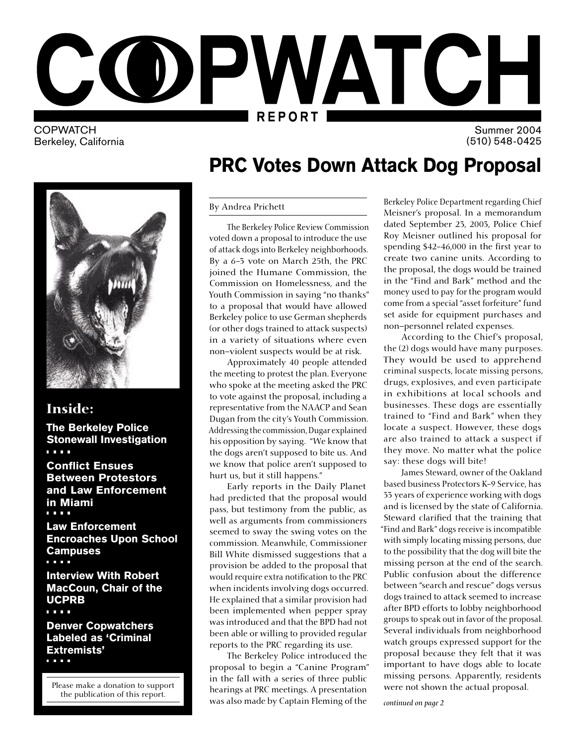# COPWATCH REPORT

COPWATCH
Berkeley, California

Summer 2004
(510) 548-0425

## PRC Votes Down Attack Dog Proposal

### Inside:

**The Berkeley Police Stonewall Investigation**

**Conflict Ensues Between Protestors and Law Enforcement in Miami**

**Law Enforcement Encroaches Upon School Campuses**

**Interview With Robert MacCoun, Chair of the UCPRB**

**Denver Copwatchers Labeled as 'Criminal Extremists'**

Please make a donation to support the publication of this report.

By Andrea Prichett

The Berkeley Police Review Commission voted down a proposal to introduce the use of attack dogs into Berkeley neighborhoods. By a 6–3 vote on March 25th, the PRC joined the Humane Commission, the Commission on Homelessness, and the Youth Commission in saying "no thanks" to a proposal that would have allowed Berkeley police to use German shepherds (or other dogs trained to attack suspects) in a variety of situations where even non–violent suspects would be at risk.

Approximately 40 people attended the meeting to protest the plan. Everyone who spoke at the meeting asked the PRC to vote against the proposal, including a representative from the NAACP and Sean Dugan from the city's Youth Commission. Addressing the commission, Dugar explained his opposition by saying. "We know that the dogs aren't supposed to bite us. And we know that police aren't supposed to hurt us, but it still happens."

Early reports in the Daily Planet had predicted that the proposal would pass, but testimony from the public, as well as arguments from commissioners seemed to sway the swing votes on the commission. Meanwhile, Commissioner Bill White dismissed suggestions that a provision be added to the proposal that would require extra notification to the PRC when incidents involving dogs occurred. He explained that a similar provision had been implemented when pepper spray was introduced and that the BPD had not been able or willing to provided regular reports to the PRC regarding its use.

The Berkeley Police introduced the proposal to begin a "Canine Program" in the fall with a series of three public hearings at PRC meetings. A presentation was also made by Captain Fleming of the Berkeley Police Department regarding Chief Meisner's proposal. In a memorandum dated September 23, 2003, Police Chief Roy Meisner outlined his proposal for spending $42–46,000 in the first year to create two canine units. According to the proposal, the dogs would be trained in the "Find and Bark" method and the money used to pay for the program would come from a special "asset forfeiture" fund set aside for equipment purchases and non–personnel related expenses.

According to the Chief's proposal, the (2) dogs would have many purposes. They would be used to apprehend criminal suspects, locate missing persons, drugs, explosives, and even participate in exhibitions at local schools and businesses. These dogs are essentially trained to "Find and Bark" when they locate a suspect. However, these dogs are also trained to attack a suspect if they move. No matter what the police say: these dogs will bite!

James Steward, owner of the Oakland based business Protectors K–9 Service, has 33 years of experience working with dogs and is licensed by the state of California. Steward clarified that the training that "Find and Bark" dogs receive is incompatible with simply locating missing persons, due to the possibility that the dog will bite the missing person at the end of the search. Public confusion about the difference between "search and rescue" dogs versus dogs trained to attack seemed to increase after BPD efforts to lobby neighborhood groups to speak out in favor of the proposal. Several individuals from neighborhood watch groups expressed support for the proposal because they felt that it was important to have dogs able to locate missing persons. Apparently, residents were not shown the actual proposal.

*continued on page 2*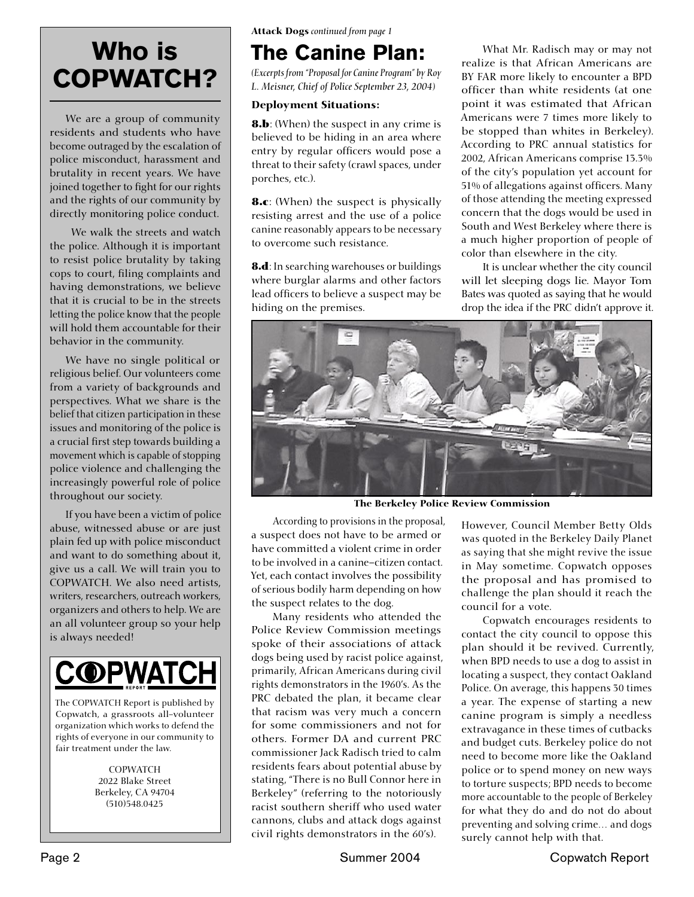# Who is COPWATCH?

We are a group of community residents and students who have become outraged by the escalation of police misconduct, harassment and brutality in recent years. We have joined together to fight for our rights and the rights of our community by directly monitoring police conduct.

We walk the streets and watch the police. Although it is important to resist police brutality by taking cops to court, filing complaints and having demonstrations, we believe that it is crucial to be in the streets letting the police know that the people will hold them accountable for their behavior in the community.

We have no single political or religious belief. Our volunteers come from a variety of backgrounds and perspectives. What we share is the belief that citizen participation in these issues and monitoring of the police is a crucial first step towards building a movement which is capable of stopping police violence and challenging the increasingly powerful role of police throughout our society.

If you have been a victim of police abuse, witnessed abuse or are just plain fed up with police misconduct and want to do something about it, give us a call. We will train you to COPWATCH. We also need artists, writers, researchers, outreach workers, organizers and others to help. We are an all volunteer group so your help is always needed!

**COPWATCH REPORT**

The COPWATCH Report is published by Copwatch, a grassroots all-volunteer organization which works to defend the rights of everyone in our community to fair treatment under the law.

COPWATCH
2022 Blake Street
Berkeley, CA 94704
(510)548.0425

**Attack Dogs** *continued from page 1*

# The Canine Plan:

*(Excerpts from "Proposal for Canine Program" by Roy L. Meisner, Chief of Police September 23, 2004)*

**Deployment Situations:**

**8.b**: (When) the suspect in any crime is believed to be hiding in an area where entry by regular officers would pose a threat to their safety (crawl spaces, under porches, etc.).

**8.c**: (When) the suspect is physically resisting arrest and the use of a police canine reasonably appears to be necessary to overcome such resistance.

**8.d**: In searching warehouses or buildings where burglar alarms and other factors lead officers to believe a suspect may be hiding on the premises.

What Mr. Radisch may or may not realize is that African Americans are BY FAR more likely to encounter a BPD officer than white residents (at one point it was estimated that African Americans were 7 times more likely to be stopped than whites in Berkeley). According to PRC annual statistics for 2002, African Americans comprise 13.3% of the city's population yet account for 51% of allegations against officers. Many of those attending the meeting expressed concern that the dogs would be used in South and West Berkeley where there is a much higher proportion of people of color than elsewhere in the city.

It is unclear whether the city council will let sleeping dogs lie. Mayor Tom Bates was quoted as saying that he would drop the idea if the PRC didn't approve it.

**The Berkeley Police Review Commission**

According to provisions in the proposal, a suspect does not have to be armed or have committed a violent crime in order to be involved in a canine–citizen contact. Yet, each contact involves the possibility of serious bodily harm depending on how the suspect relates to the dog.

Many residents who attended the Police Review Commission meetings spoke of their associations of attack dogs being used by racist police against, primarily, African Americans during civil rights demonstrators in the 1960's. As the PRC debated the plan, it became clear that racism was very much a concern for some commissioners and not for others. Former DA and current PRC commissioner Jack Radisch tried to calm residents fears about potential abuse by stating, "There is no Bull Connor here in Berkeley" (referring to the notoriously racist southern sheriff who used water cannons, clubs and attack dogs against civil rights demonstrators in the 60's).

However, Council Member Betty Olds was quoted in the Berkeley Daily Planet as saying that she might revive the issue in May sometime. Copwatch opposes the proposal and has promised to challenge the plan should it reach the council for a vote.

Copwatch encourages residents to contact the city council to oppose this plan should it be revived. Currently, when BPD needs to use a dog to assist in locating a suspect, they contact Oakland Police. On average, this happens 30 times a year. The expense of starting a new canine program is simply a needless extravagance in these times of cutbacks and budget cuts. Berkeley police do not need to become more like the Oakland police or to spend money on new ways to torture suspects; BPD needs to become more accountable to the people of Berkeley for what they do and do not do about preventing and solving crime… and dogs surely cannot help with that.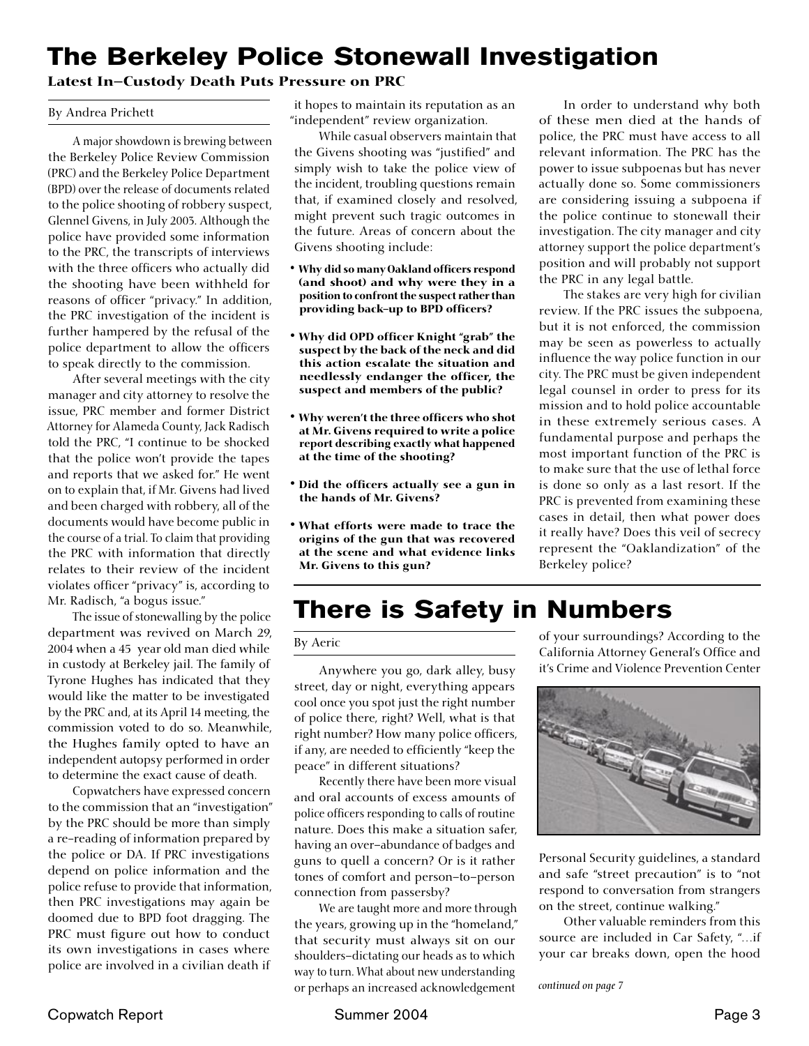# The Berkeley Police Stonewall Investigation

**Latest In–Custody Death Puts Pressure on PRC**

By Andrea Prichett

A major showdown is brewing between the Berkeley Police Review Commission (PRC) and the Berkeley Police Department (BPD) over the release of documents related to the police shooting of robbery suspect, Glennel Givens, in July 2003. Although the police have provided some information to the PRC, the transcripts of interviews with the three officers who actually did the shooting have been withheld for reasons of officer "privacy." In addition, the PRC investigation of the incident is further hampered by the refusal of the police department to allow the officers to speak directly to the commission.

After several meetings with the city manager and city attorney to resolve the issue, PRC member and former District Attorney for Alameda County, Jack Radisch told the PRC, "I continue to be shocked that the police won't provide the tapes and reports that we asked for." He went on to explain that, if Mr. Givens had lived and been charged with robbery, all of the documents would have become public in the course of a trial. To claim that providing the PRC with information that directly relates to their review of the incident violates officer "privacy" is, according to Mr. Radisch, "a bogus issue."

The issue of stonewalling by the police department was revived on March 29, 2004 when a 45 year old man died while in custody at Berkeley jail. The family of Tyrone Hughes has indicated that they would like the matter to be investigated by the PRC and, at its April 14 meeting, the commission voted to do so. Meanwhile, the Hughes family opted to have an independent autopsy performed in order to determine the exact cause of death.

Copwatchers have expressed concern to the commission that an "investigation" by the PRC should be more than simply a re–reading of information prepared by the police or DA. If PRC investigations depend on police information and the police refuse to provide that information, then PRC investigations may again be doomed due to BPD foot dragging. The PRC must figure out how to conduct its own investigations in cases where police are involved in a civilian death if it hopes to maintain its reputation as an "independent" review organization.

While casual observers maintain that the Givens shooting was "justified" and simply wish to take the police view of the incident, troubling questions remain that, if examined closely and resolved, might prevent such tragic outcomes in the future. Areas of concern about the Givens shooting include:

- **Why did so many Oakland officers respond (and shoot) and why were they in a position to confront the suspect rather than providing back–up to BPD officers?**
- **Why did OPD officer Knight "grab" the suspect by the back of the neck and did this action escalate the situation and needlessly endanger the officer, the suspect and members of the public?**
- **Why weren't the three officers who shot at Mr. Givens required to write a police report describing exactly what happened at the time of the shooting?**
- **Did the officers actually see a gun in the hands of Mr. Givens?**
- **What efforts were made to trace the origins of the gun that was recovered at the scene and what evidence links Mr. Givens to this gun?**

In order to understand why both of these men died at the hands of police, the PRC must have access to all relevant information. The PRC has the power to issue subpoenas but has never actually done so. Some commissioners are considering issuing a subpoena if the police continue to stonewall their investigation. The city manager and city attorney support the police department's position and will probably not support the PRC in any legal battle.

The stakes are very high for civilian review. If the PRC issues the subpoena, but it is not enforced, the commission may be seen as powerless to actually influence the way police function in our city. The PRC must be given independent legal counsel in order to press for its mission and to hold police accountable in these extremely serious cases. A fundamental purpose and perhaps the most important function of the PRC is to make sure that the use of lethal force is done so only as a last resort. If the PRC is prevented from examining these cases in detail, then what power does it really have? Does this veil of secrecy represent the "Oaklandization" of the Berkeley police?

# There is Safety in Numbers

By Aeric

Anywhere you go, dark alley, busy street, day or night, everything appears cool once you spot just the right number of police there, right? Well, what is that right number? How many police officers, if any, are needed to efficiently "keep the peace" in different situations?

Recently there have been more visual and oral accounts of excess amounts of police officers responding to calls of routine nature. Does this make a situation safer, having an over–abundance of badges and guns to quell a concern? Or is it rather tones of comfort and person–to–person connection from passersby?

We are taught more and more through the years, growing up in the "homeland," that security must always sit on our shoulders–dictating our heads as to which way to turn. What about new understanding or perhaps an increased acknowledgement of your surroundings? According to the California Attorney General's Office and it's Crime and Violence Prevention Center Personal Security guidelines, a standard and safe "street precaution" is to "not respond to conversation from strangers on the street, continue walking."

Other valuable reminders from this source are included in Car Safety, "...if your car breaks down, open the hood

*continued on page 7*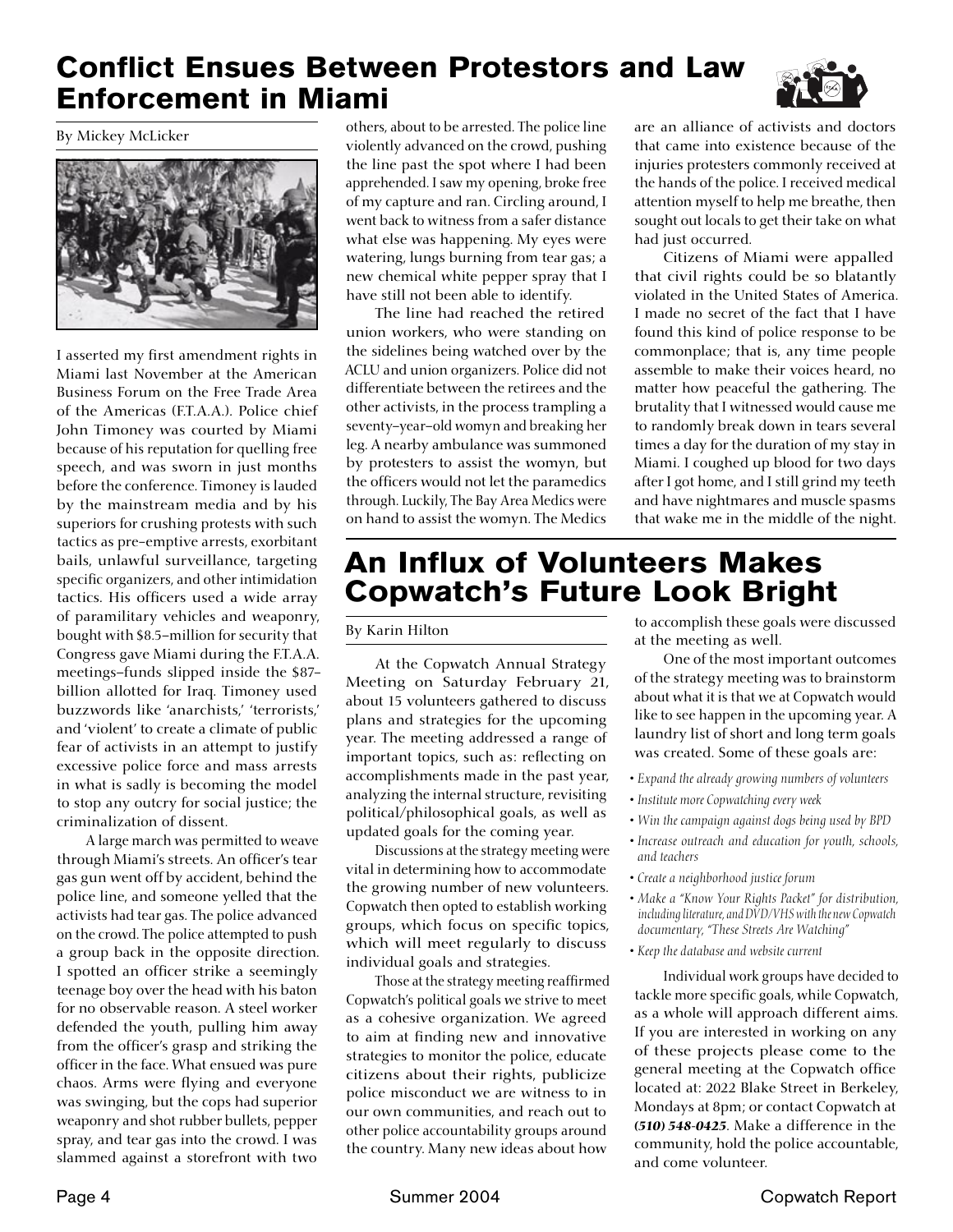# Conflict Ensues Between Protestors and Law Enforcement in Miami

By Mickey McLicker

I asserted my first amendment rights in Miami last November at the American Business Forum on the Free Trade Area of the Americas (F.T.A.A.). Police chief John Timoney was courted by Miami because of his reputation for quelling free speech, and was sworn in just months before the conference. Timoney is lauded by the mainstream media and by his superiors for crushing protests with such tactics as pre-emptive arrests, exorbitant bails, unlawful surveillance, targeting specific organizers, and other intimidation tactics. His officers used a wide array of paramilitary vehicles and weaponry, bought with $8.5-million for security that Congress gave Miami during the F.T.A.A. meetings–funds slipped inside the $87-billion allotted for Iraq. Timoney used buzzwords like 'anarchists,' 'terrorists,' and 'violent' to create a climate of public fear of activists in an attempt to justify excessive police force and mass arrests in what is sadly is becoming the model to stop any outcry for social justice; the criminalization of dissent.

A large march was permitted to weave through Miami's streets. An officer's tear gas gun went off by accident, behind the police line, and someone yelled that the activists had tear gas. The police advanced on the crowd. The police attempted to push a group back in the opposite direction. I spotted an officer strike a seemingly teenage boy over the head with his baton for no observable reason. A steel worker defended the youth, pulling him away from the officer's grasp and striking the officer in the face. What ensued was pure chaos. Arms were flying and everyone was swinging, but the cops had superior weaponry and shot rubber bullets, pepper spray, and tear gas into the crowd. I was slammed against a storefront with two others, about to be arrested. The police line violently advanced on the crowd, pushing the line past the spot where I had been apprehended. I saw my opening, broke free of my capture and ran. Circling around, I went back to witness from a safer distance what else was happening. My eyes were watering, lungs burning from tear gas; a new chemical white pepper spray that I have still not been able to identify.

The line had reached the retired union workers, who were standing on the sidelines being watched over by the ACLU and union organizers. Police did not differentiate between the retirees and the other activists, in the process trampling a seventy-year-old womyn and breaking her leg. A nearby ambulance was summoned by protesters to assist the womyn, but the officers would not let the paramedics through. Luckily, The Bay Area Medics were on hand to assist the womyn. The Medics are an alliance of activists and doctors that came into existence because of the injuries protesters commonly received at the hands of the police. I received medical attention myself to help me breathe, then sought out locals to get their take on what had just occurred.

Citizens of Miami were appalled that civil rights could be so blatantly violated in the United States of America. I made no secret of the fact that I have found this kind of police response to be commonplace; that is, any time people assemble to make their voices heard, no matter how peaceful the gathering. The brutality that I witnessed would cause me to randomly break down in tears several times a day for the duration of my stay in Miami. I coughed up blood for two days after I got home, and I still grind my teeth and have nightmares and muscle spasms that wake me in the middle of the night.

# An Influx of Volunteers Makes Copwatch's Future Look Bright

By Karin Hilton

At the Copwatch Annual Strategy Meeting on Saturday February 21, about 15 volunteers gathered to discuss plans and strategies for the upcoming year. The meeting addressed a range of important topics, such as: reflecting on accomplishments made in the past year, analyzing the internal structure, revisiting political/philosophical goals, as well as updated goals for the coming year.

Discussions at the strategy meeting were vital in determining how to accommodate the growing number of new volunteers. Copwatch then opted to establish working groups, which focus on specific topics, which will meet regularly to discuss individual goals and strategies.

Those at the strategy meeting reaffirmed Copwatch's political goals we strive to meet as a cohesive organization. We agreed to aim at finding new and innovative strategies to monitor the police, educate citizens about their rights, publicize police misconduct we are witness to in our own communities, and reach out to other police accountability groups around the country. Many new ideas about how to accomplish these goals were discussed at the meeting as well.

One of the most important outcomes of the strategy meeting was to brainstorm about what it is that we at Copwatch would like to see happen in the upcoming year. A laundry list of short and long term goals was created. Some of these goals are:

- *Expand the already growing numbers of volunteers*
- *Institute more Copwatching every week*
- *Win the campaign against dogs being used by BPD*
- *Increase outreach and education for youth, schools, and teachers*
- *Create a neighborhood justice forum*
- *Make a "Know Your Rights Packet" for distribution, including literature, and DVD/VHS with the new Copwatch documentary, "These Streets Are Watching"*
- *Keep the database and website current*

Individual work groups have decided to tackle more specific goals, while Copwatch, as a whole will approach different aims. If you are interested in working on any of these projects please come to the general meeting at the Copwatch office located at: 2022 Blake Street in Berkeley, Mondays at 8pm; or contact Copwatch at ***(510) 548-0425***. Make a difference in the community, hold the police accountable, and come volunteer.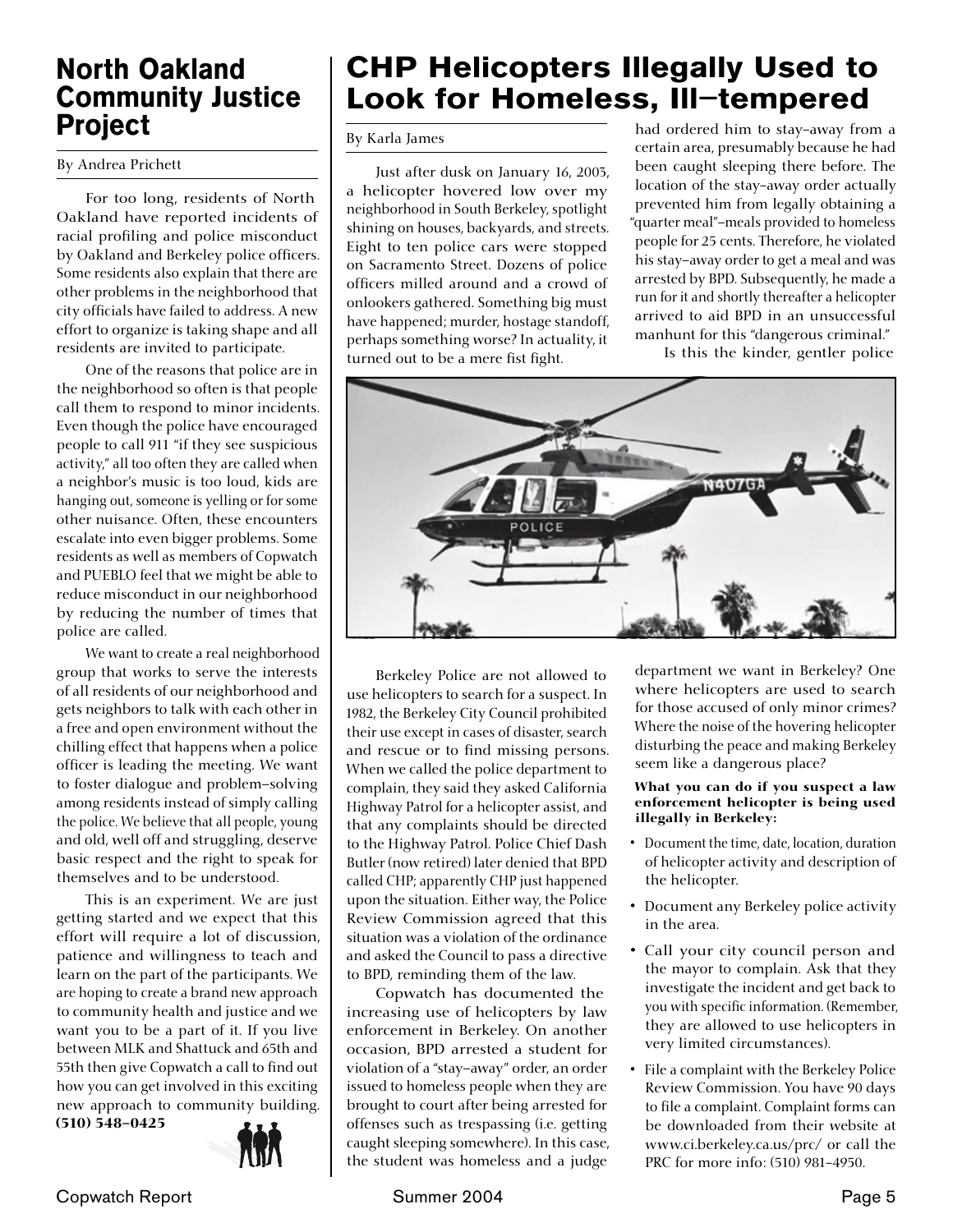## North Oakland Community Justice Project

By Andrea Prichett

For too long, residents of North Oakland have reported incidents of racial profiling and police misconduct by Oakland and Berkeley police officers. Some residents also explain that there are other problems in the neighborhood that city officials have failed to address. A new effort to organize is taking shape and all residents are invited to participate.

One of the reasons that police are in the neighborhood so often is that people call them to respond to minor incidents. Even though the police have encouraged people to call 911 "if they see suspicious activity," all too often they are called when a neighbor's music is too loud, kids are hanging out, someone is yelling or for some other nuisance. Often, these encounters escalate into even bigger problems. Some residents as well as members of Copwatch and PUEBLO feel that we might be able to reduce misconduct in our neighborhood by reducing the number of times that police are called.

We want to create a real neighborhood group that works to serve the interests of all residents of our neighborhood and gets neighbors to talk with each other in a free and open environment without the chilling effect that happens when a police officer is leading the meeting. We want to foster dialogue and problem–solving among residents instead of simply calling the police. We believe that all people, young and old, well off and struggling, deserve basic respect and the right to speak for themselves and to be understood.

This is an experiment. We are just getting started and we expect that this effort will require a lot of discussion, patience and willingness to teach and learn on the part of the participants. We are hoping to create a brand new approach to community health and justice and we want you to be a part of it. If you live between MLK and Shattuck and 65th and 55th then give Copwatch a call to find out how you can get involved in this exciting new approach to community building. **(510) 548–0425**

## CHP Helicopters Illegally Used to Look for Homeless, Ill–tempered

By Karla James

Just after dusk on January 16, 2003, a helicopter hovered low over my neighborhood in South Berkeley, spotlight shining on houses, backyards, and streets. Eight to ten police cars were stopped on Sacramento Street. Dozens of police officers milled around and a crowd of onlookers gathered. Something big must have happened; murder, hostage standoff, perhaps something worse? In actuality, it turned out to be a mere fist fight.

Berkeley Police are not allowed to use helicopters to search for a suspect. In 1982, the Berkeley City Council prohibited their use except in cases of disaster, search and rescue or to find missing persons. When we called the police department to complain, they said they asked California Highway Patrol for a helicopter assist, and that any complaints should be directed to the Highway Patrol. Police Chief Dash Butler (now retired) later denied that BPD called CHP; apparently CHP just happened upon the situation. Either way, the Police Review Commission agreed that this situation was a violation of the ordinance and asked the Council to pass a directive to BPD, reminding them of the law.

Copwatch has documented the increasing use of helicopters by law enforcement in Berkeley. On another occasion, BPD arrested a student for violation of a "stay–away" order, an order issued to homeless people when they are brought to court after being arrested for offenses such as trespassing (i.e. getting caught sleeping somewhere). In this case, the student was homeless and a judge had ordered him to stay–away from a certain area, presumably because he had been caught sleeping there before. The location of the stay–away order actually prevented him from legally obtaining a "quarter meal"–meals provided to homeless people for 25 cents. Therefore, he violated his stay–away order to get a meal and was arrested by BPD. Subsequently, he made a run for it and shortly thereafter a helicopter arrived to aid BPD in an unsuccessful manhunt for this "dangerous criminal."

Is this the kinder, gentler police department we want in Berkeley? One where helicopters are used to search for those accused of only minor crimes? Where the noise of the hovering helicopter disturbing the peace and making Berkeley seem like a dangerous place?

**What you can do if you suspect a law enforcement helicopter is being used illegally in Berkeley:**

- Document the time, date, location, duration of helicopter activity and description of the helicopter.
- Document any Berkeley police activity in the area.
- Call your city council person and the mayor to complain. Ask that they investigate the incident and get back to you with specific information. (Remember, they are allowed to use helicopters in very limited circumstances).
- File a complaint with the Berkeley Police Review Commission. You have 90 days to file a complaint. Complaint forms can be downloaded from their website at www.ci.berkeley.ca.us/prc/ or call the PRC for more info: (510) 981–4950.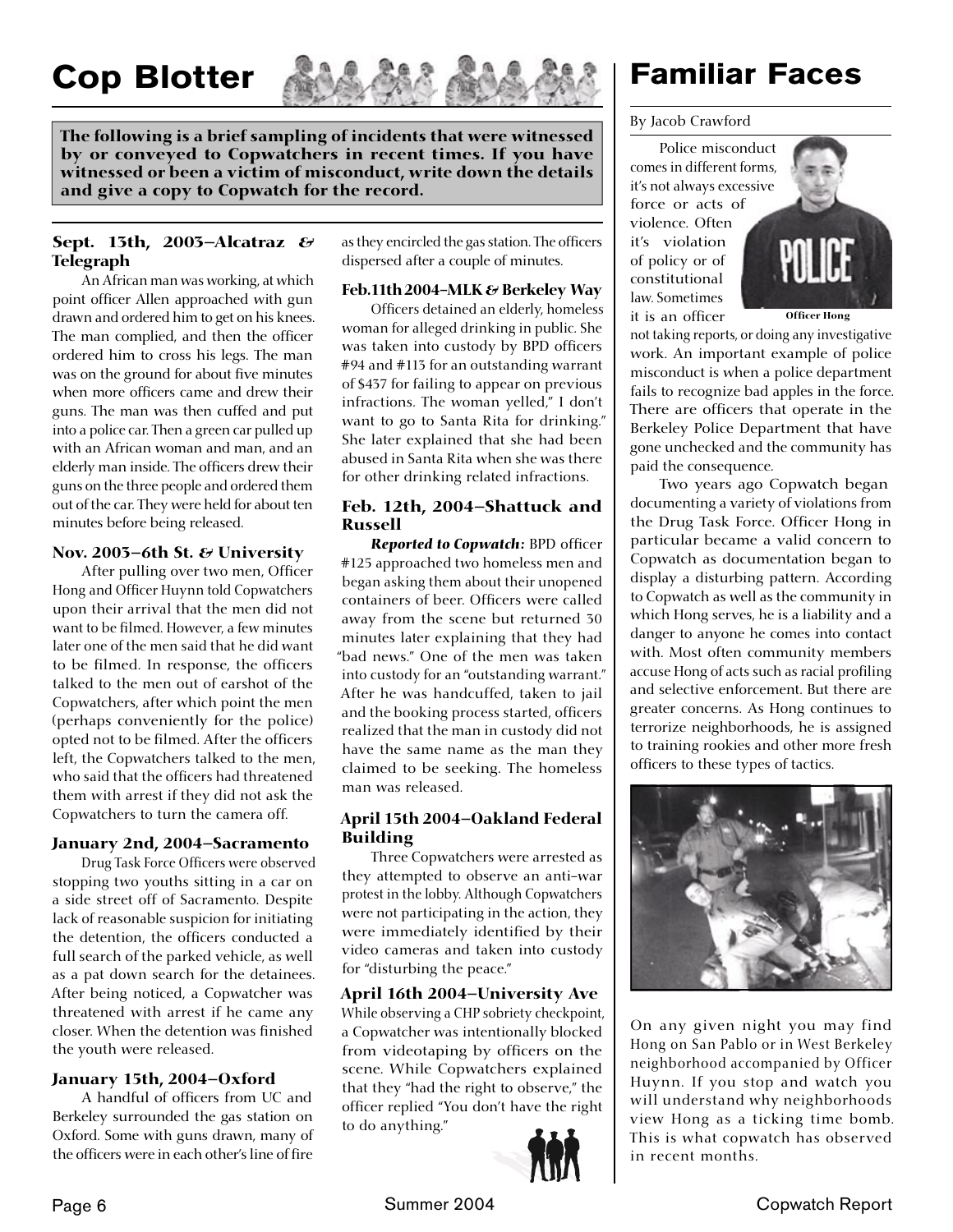# Cop Blotter

**The following is a brief sampling of incidents that were witnessed by or conveyed to Copwatchers in recent times. If you have witnessed or been a victim of misconduct, write down the details and give a copy to Copwatch for the record.**

### Sept. 13th, 2003–Alcatraz & Telegraph

An African man was working, at which point officer Allen approached with gun drawn and ordered him to get on his knees. The man complied, and then the officer ordered him to cross his legs. The man was on the ground for about five minutes when more officers came and drew their guns. The man was then cuffed and put into a police car. Then a green car pulled up with an African woman and man, and an elderly man inside. The officers drew their guns on the three people and ordered them out of the car. They were held for about ten minutes before being released.

### Nov. 2003–6th St. & University

After pulling over two men, Officer Hong and Officer Huynn told Copwatchers upon their arrival that the men did not want to be filmed. However, a few minutes later one of the men said that he did want to be filmed. In response, the officers talked to the men out of earshot of the Copwatchers, after which point the men (perhaps conveniently for the police) opted not to be filmed. After the officers left, the Copwatchers talked to the men, who said that the officers had threatened them with arrest if they did not ask the Copwatchers to turn the camera off.

### January 2nd, 2004–Sacramento

Drug Task Force Officers were observed stopping two youths sitting in a car on a side street off of Sacramento. Despite lack of reasonable suspicion for initiating the detention, the officers conducted a full search of the parked vehicle, as well as a pat down search for the detainees. After being noticed, a Copwatcher was threatened with arrest if he came any closer. When the detention was finished the youth were released.

### January 15th, 2004–Oxford

A handful of officers from UC and Berkeley surrounded the gas station on Oxford. Some with guns drawn, many of the officers were in each other's line of fire as they encircled the gas station. The officers dispersed after a couple of minutes.

### Feb.11th 2004–MLK & Berkeley Way

Officers detained an elderly, homeless woman for alleged drinking in public. She was taken into custody by BPD officers #94 and #113 for an outstanding warrant of $437 for failing to appear on previous infractions. The woman yelled," I don't want to go to Santa Rita for drinking." She later explained that she had been abused in Santa Rita when she was there for other drinking related infractions.

### Feb. 12th, 2004–Shattuck and Russell

***Reported to Copwatch:*** BPD officer #125 approached two homeless men and began asking them about their unopened containers of beer. Officers were called away from the scene but returned 30 minutes later explaining that they had "bad news." One of the men was taken into custody for an "outstanding warrant." After he was handcuffed, taken to jail and the booking process started, officers realized that the man in custody did not have the same name as the man they claimed to be seeking. The homeless man was released.

### April 15th 2004–Oakland Federal Building

Three Copwatchers were arrested as they attempted to observe an anti–war protest in the lobby. Although Copwatchers were not participating in the action, they were immediately identified by their video cameras and taken into custody for "disturbing the peace."

### April 16th 2004–University Ave

While observing a CHP sobriety checkpoint, a Copwatcher was intentionally blocked from videotaping by officers on the scene. While Copwatchers explained that they "had the right to observe," the officer replied "You don't have the right to do anything."

# Familiar Faces

By Jacob Crawford

Police misconduct comes in different forms, it's not always excessive force or acts of violence. Often it's violation of policy or of constitutional law. Sometimes it is an officer not taking reports, or doing any investigative work. An important example of police misconduct is when a police department fails to recognize bad apples in the force. There are officers that operate in the Berkeley Police Department that have gone unchecked and the community has paid the consequence.

Officer Hong

Two years ago Copwatch began documenting a variety of violations from the Drug Task Force. Officer Hong in particular became a valid concern to Copwatch as documentation began to display a disturbing pattern. According to Copwatch as well as the community in which Hong serves, he is a liability and a danger to anyone he comes into contact with. Most often community members accuse Hong of acts such as racial profiling and selective enforcement. But there are greater concerns. As Hong continues to terrorize neighborhoods, he is assigned to training rookies and other more fresh officers to these types of tactics.

On any given night you may find Hong on San Pablo or in West Berkeley neighborhood accompanied by Officer Huynn. If you stop and watch you will understand why neighborhoods view Hong as a ticking time bomb. This is what copwatch has observed in recent months.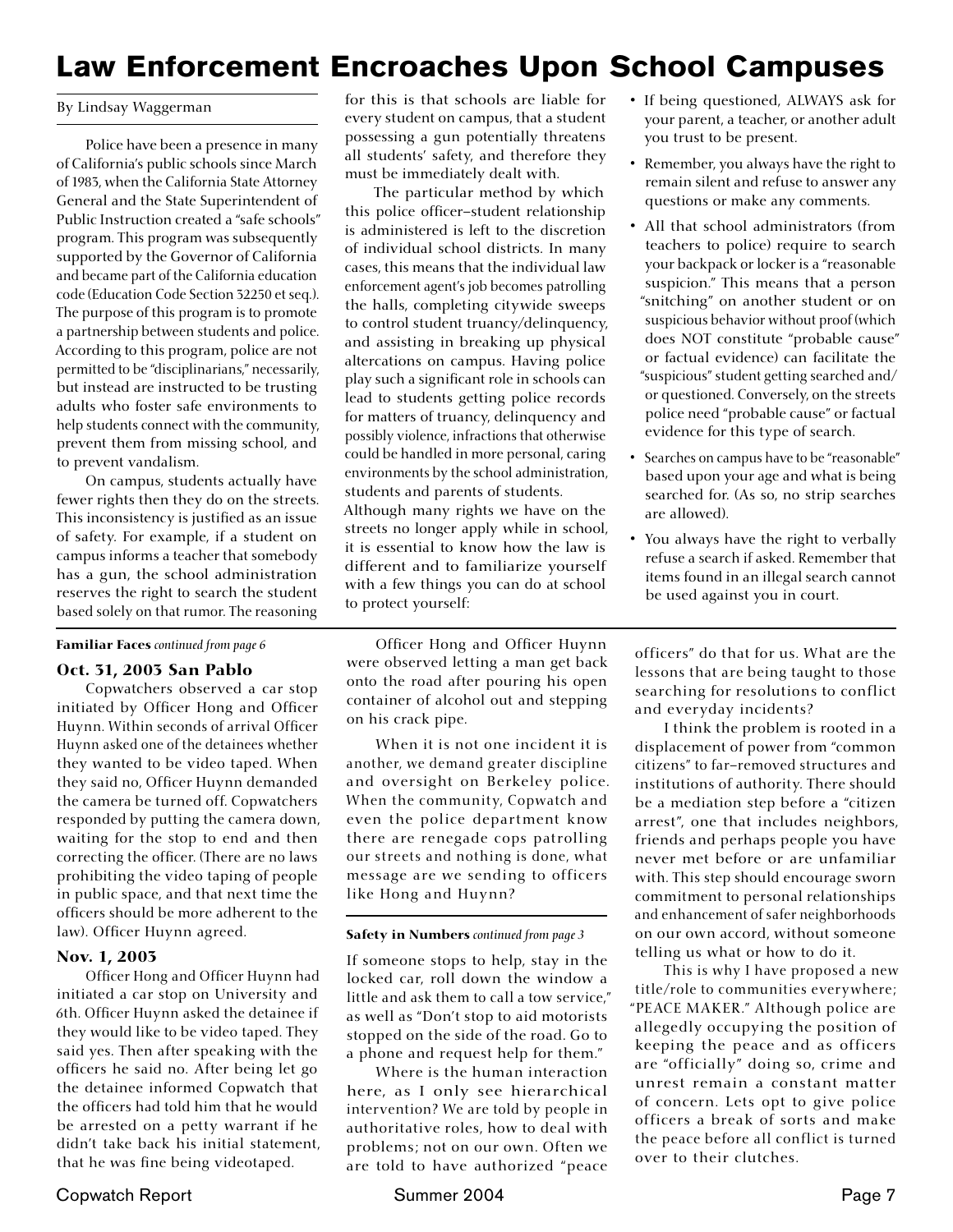# Law Enforcement Encroaches Upon School Campuses

By Lindsay Waggerman

Police have been a presence in many of California's public schools since March of 1983, when the California State Attorney General and the State Superintendent of Public Instruction created a "safe schools" program. This program was subsequently supported by the Governor of California and became part of the California education code (Education Code Section 32250 et seq.). The purpose of this program is to promote a partnership between students and police. According to this program, police are not permitted to be "disciplinarians," necessarily, but instead are instructed to be trusting adults who foster safe environments to help students connect with the community, prevent them from missing school, and to prevent vandalism.

On campus, students actually have fewer rights then they do on the streets. This inconsistency is justified as an issue of safety. For example, if a student on campus informs a teacher that somebody has a gun, the school administration reserves the right to search the student based solely on that rumor. The reasoning for this is that schools are liable for every student on campus, that a student possessing a gun potentially threatens all students' safety, and therefore they must be immediately dealt with.

The particular method by which this police officer–student relationship is administered is left to the discretion of individual school districts. In many cases, this means that the individual law enforcement agent's job becomes patrolling the halls, completing citywide sweeps to control student truancy/delinquency, and assisting in breaking up physical altercations on campus. Having police play such a significant role in schools can lead to students getting police records for matters of truancy, delinquency and possibly violence, infractions that otherwise could be handled in more personal, caring environments by the school administration, students and parents of students.

Although many rights we have on the streets no longer apply while in school, it is essential to know how the law is different and to familiarize yourself with a few things you can do at school to protect yourself:

- If being questioned, ALWAYS ask for your parent, a teacher, or another adult you trust to be present.
- Remember, you always have the right to remain silent and refuse to answer any questions or make any comments.
- All that school administrators (from teachers to police) require to search your backpack or locker is a "reasonable suspicion." This means that a person "snitching" on another student or on suspicious behavior without proof (which does NOT constitute "probable cause" or factual evidence) can facilitate the "suspicious" student getting searched and/or questioned. Conversely, on the streets police need "probable cause" or factual evidence for this type of search.
- Searches on campus have to be "reasonable" based upon your age and what is being searched for. (As so, no strip searches are allowed).
- You always have the right to verbally refuse a search if asked. Remember that items found in an illegal search cannot be used against you in court.

---

**Familiar Faces** *continued from page 6*

### Oct. 31, 2003 San Pablo

Copwatchers observed a car stop initiated by Officer Hong and Officer Huynn. Within seconds of arrival Officer Huynn asked one of the detainees whether they wanted to be video taped. When they said no, Officer Huynn demanded the camera be turned off. Copwatchers responded by putting the camera down, waiting for the stop to end and then correcting the officer. (There are no laws prohibiting the video taping of people in public space, and that next time the officers should be more adherent to the law). Officer Huynn agreed.

### Nov. 1, 2003

Officer Hong and Officer Huynn had initiated a car stop on University and 6th. Officer Huynn asked the detainee if they would like to be video taped. They said yes. Then after speaking with the officers he said no. After being let go the detainee informed Copwatch that the officers had told him that he would be arrested on a petty warrant if he didn't take back his initial statement, that he was fine being videotaped.

Officer Hong and Officer Huynn were observed letting a man get back onto the road after pouring his open container of alcohol out and stepping on his crack pipe.

When it is not one incident it is another, we demand greater discipline and oversight on Berkeley police. When the community, Copwatch and even the police department know there are renegade cops patrolling our streets and nothing is done, what message are we sending to officers like Hong and Huynn?

---

**Safety in Numbers** *continued from page 3*

If someone stops to help, stay in the locked car, roll down the window a little and ask them to call a tow service," as well as "Don't stop to aid motorists stopped on the side of the road. Go to a phone and request help for them."

Where is the human interaction here, as I only see hierarchical intervention? We are told by people in authoritative roles, how to deal with problems; not on our own. Often we are told to have authorized "peace officers" do that for us. What are the lessons that are being taught to those searching for resolutions to conflict and everyday incidents?

I think the problem is rooted in a displacement of power from "common citizens" to far–removed structures and institutions of authority. There should be a mediation step before a "citizen arrest", one that includes neighbors, friends and perhaps people you have never met before or are unfamiliar with. This step should encourage sworn commitment to personal relationships and enhancement of safer neighborhoods on our own accord, without someone telling us what or how to do it.

This is why I have proposed a new title/role to communities everywhere; "PEACE MAKER." Although police are allegedly occupying the position of keeping the peace and as officers are "officially" doing so, crime and unrest remain a constant matter of concern. Lets opt to give police officers a break of sorts and make the peace before all conflict is turned over to their clutches.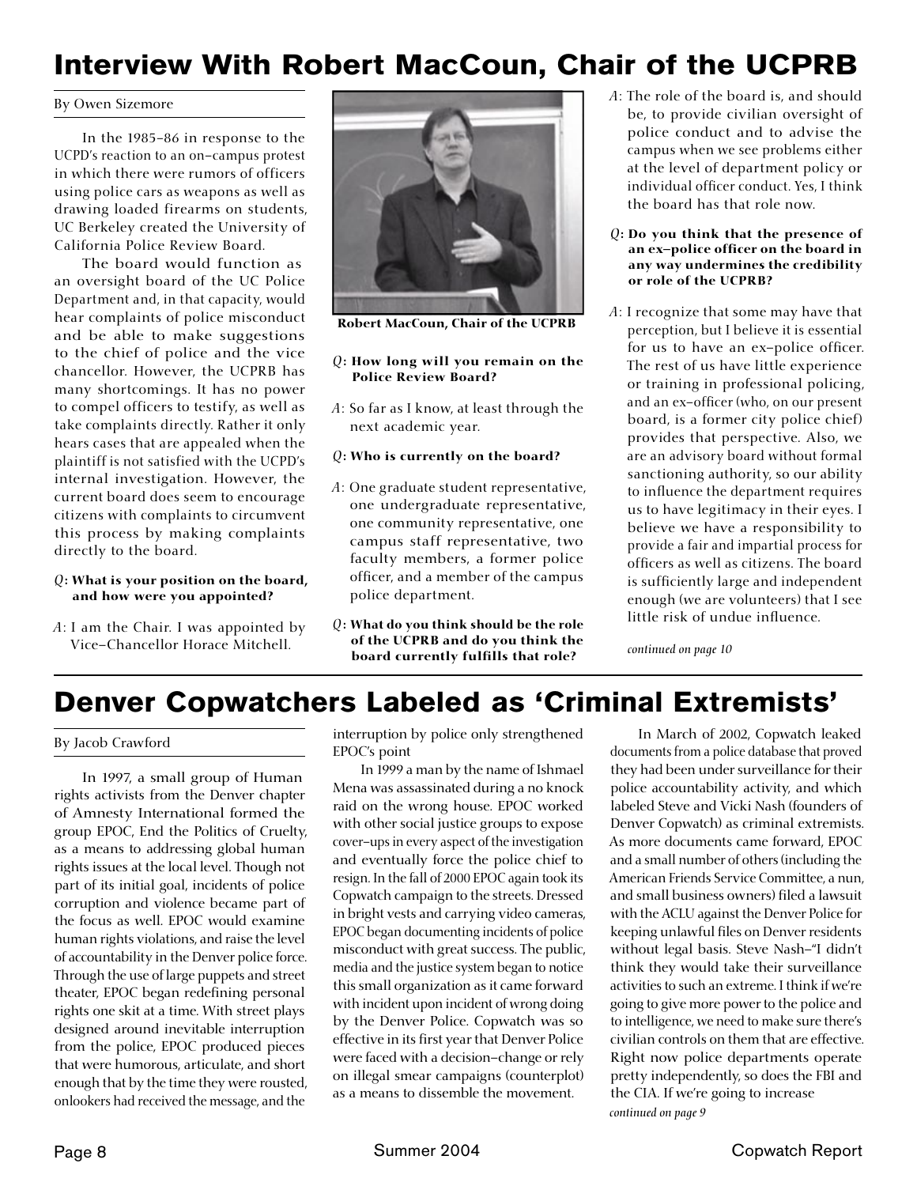# Interview With Robert MacCoun, Chair of the UCPRB

By Owen Sizemore

In the 1985–86 in response to the UCPD's reaction to an on–campus protest in which there were rumors of officers using police cars as weapons as well as drawing loaded firearms on students, UC Berkeley created the University of California Police Review Board.

The board would function as an oversight board of the UC Police Department and, in that capacity, would hear complaints of police misconduct and be able to make suggestions to the chief of police and the vice chancellor. However, the UCPRB has many shortcomings. It has no power to compel officers to testify, as well as take complaints directly. Rather it only hears cases that are appealed when the plaintiff is not satisfied with the UCPD's internal investigation. However, the current board does seem to encourage citizens with complaints to circumvent this process by making complaints directly to the board.

**Q: What is your position on the board, and how were you appointed?**

A: I am the Chair. I was appointed by Vice–Chancellor Horace Mitchell.

Robert MacCoun, Chair of the UCPRB

**Q: How long will you remain on the Police Review Board?**

A: So far as I know, at least through the next academic year.

**Q: Who is currently on the board?**

A: One graduate student representative, one undergraduate representative, one community representative, one campus staff representative, two faculty members, a former police officer, and a member of the campus police department.

**Q: What do you think should be the role of the UCPRB and do you think the board currently fulfills that role?**

A: The role of the board is, and should be, to provide civilian oversight of police conduct and to advise the campus when we see problems either at the level of department policy or individual officer conduct. Yes, I think the board has that role now.

**Q: Do you think that the presence of an ex–police officer on the board in any way undermines the credibility or role of the UCPRB?**

A: I recognize that some may have that perception, but I believe it is essential for us to have an ex–police officer. The rest of us have little experience or training in professional policing, and an ex–officer (who, on our present board, is a former city police chief) provides that perspective. Also, we are an advisory board without formal sanctioning authority, so our ability to influence the department requires us to have legitimacy in their eyes. I believe we have a responsibility to provide a fair and impartial process for officers as well as citizens. The board is sufficiently large and independent enough (we are volunteers) that I see little risk of undue influence.

*continued on page 10*

# Denver Copwatchers Labeled as 'Criminal Extremists'

By Jacob Crawford

In 1997, a small group of Human rights activists from the Denver chapter of Amnesty International formed the group EPOC, End the Politics of Cruelty, as a means to addressing global human rights issues at the local level. Though not part of its initial goal, incidents of police corruption and violence became part of the focus as well. EPOC would examine human rights violations, and raise the level of accountability in the Denver police force. Through the use of large puppets and street theater, EPOC began redefining personal rights one skit at a time. With street plays designed around inevitable interruption from the police, EPOC produced pieces that were humorous, articulate, and short enough that by the time they were rousted, onlookers had received the message, and the interruption by police only strengthened EPOC's point

In 1999 a man by the name of Ishmael Mena was assassinated during a no knock raid on the wrong house. EPOC worked with other social justice groups to expose cover–ups in every aspect of the investigation and eventually force the police chief to resign. In the fall of 2000 EPOC again took its Copwatch campaign to the streets. Dressed in bright vests and carrying video cameras, EPOC began documenting incidents of police misconduct with great success. The public, media and the justice system began to notice this small organization as it came forward with incident upon incident of wrong doing by the Denver Police. Copwatch was so effective in its first year that Denver Police were faced with a decision–change or rely on illegal smear campaigns (counterplot) as a means to dissemble the movement.

In March of 2002, Copwatch leaked documents from a police database that proved they had been under surveillance for their police accountability activity, and which labeled Steve and Vicki Nash (founders of Denver Copwatch) as criminal extremists. As more documents came forward, EPOC and a small number of others (including the American Friends Service Committee, a nun, and small business owners) filed a lawsuit with the ACLU against the Denver Police for keeping unlawful files on Denver residents without legal basis. Steve Nash–"I didn't think they would take their surveillance activities to such an extreme. I think if we're going to give more power to the police and to intelligence, we need to make sure there's civilian controls on them that are effective. Right now police departments operate pretty independently, so does the FBI and the CIA. If we're going to increase

*continued on page 9*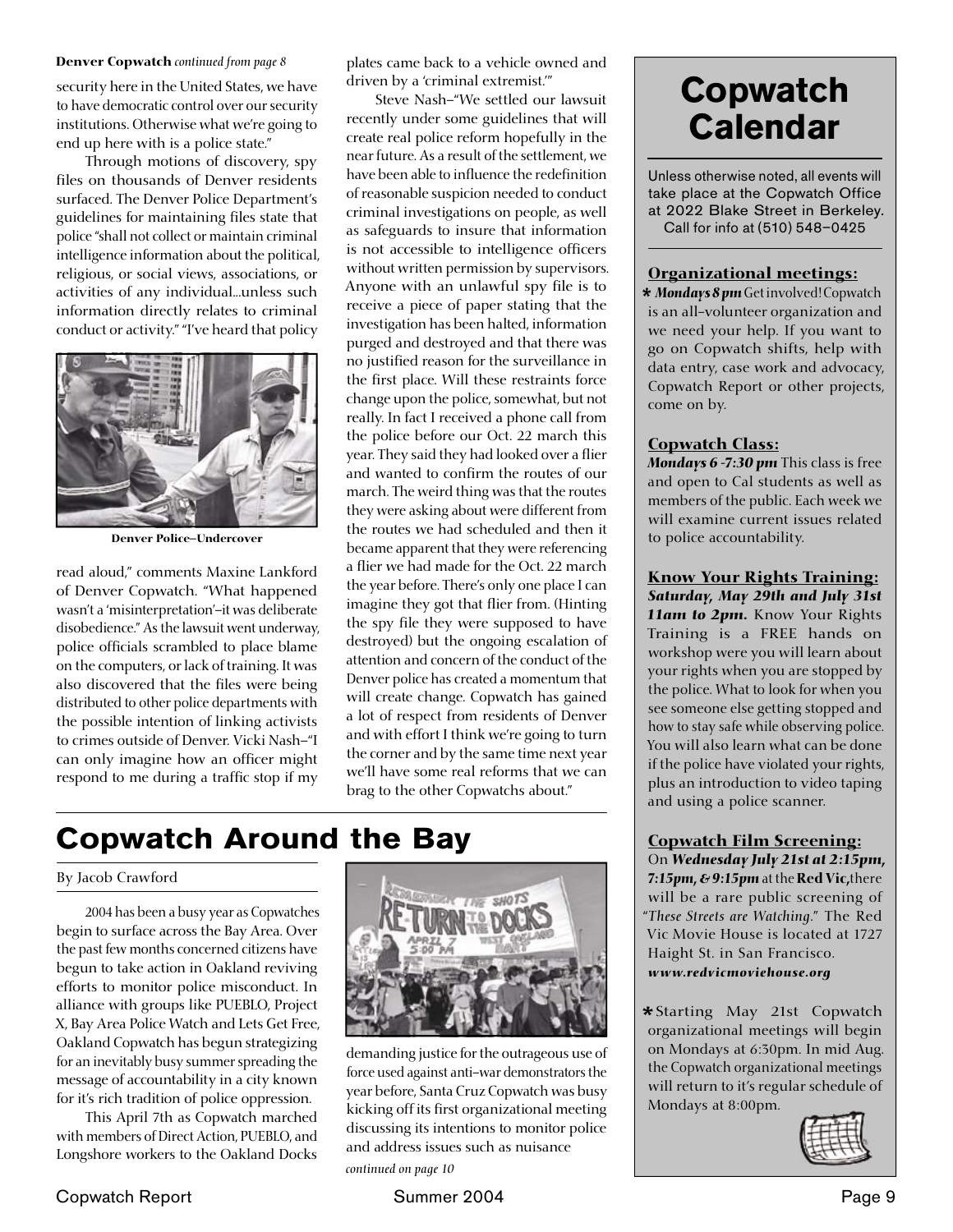**Denver Copwatch** *continued from page 8*

security here in the United States, we have to have democratic control over our security institutions. Otherwise what we're going to end up here with is a police state."

Through motions of discovery, spy files on thousands of Denver residents surfaced. The Denver Police Department's guidelines for maintaining files state that police "shall not collect or maintain criminal intelligence information about the political, religious, or social views, associations, or activities of any individual...unless such information directly relates to criminal conduct or activity." "I've heard that policy read aloud," comments Maxine Lankford of Denver Copwatch. "What happened wasn't a 'misinterpretation'–it was deliberate disobedience." As the lawsuit went underway, police officials scrambled to place blame on the computers, or lack of training. It was also discovered that the files were being distributed to other police departments with the possible intention of linking activists to crimes outside of Denver. Vicki Nash–"I can only imagine how an officer might respond to me during a traffic stop if my plates came back to a vehicle owned and driven by a 'criminal extremist.'"

**Denver Police–Undercover**

Steve Nash–"We settled our lawsuit recently under some guidelines that will create real police reform hopefully in the near future. As a result of the settlement, we have been able to influence the redefinition of reasonable suspicion needed to conduct criminal investigations on people, as well as safeguards to insure that information is not accessible to intelligence officers without written permission by supervisors. Anyone with an unlawful spy file is to receive a piece of paper stating that the investigation has been halted, information purged and destroyed and that there was no justified reason for the surveillance in the first place. Will these restraints force change upon the police, somewhat, but not really. In fact I received a phone call from the police before our Oct. 22 march this year. They said they had looked over a flier and wanted to confirm the routes of our march. The weird thing was that the routes they were asking about were different from the routes we had scheduled and then it became apparent that they were referencing a flier we had made for the Oct. 22 march the year before. There's only one place I can imagine they got that flier from. (Hinting the spy file they were supposed to have destroyed) but the ongoing escalation of attention and concern of the conduct of the Denver police has created a momentum that will create change. Copwatch has gained a lot of respect from residents of Denver and with effort I think we're going to turn the corner and by the same time next year we'll have some real reforms that we can brag to the other Copwatchs about."

# Copwatch Around the Bay

By Jacob Crawford

2004 has been a busy year as Copwatches begin to surface across the Bay Area. Over the past few months concerned citizens have begun to take action in Oakland reviving efforts to monitor police misconduct. In alliance with groups like PUEBLO, Project X, Bay Area Police Watch and Lets Get Free, Oakland Copwatch has begun strategizing for an inevitably busy summer spreading the message of accountability in a city known for it's rich tradition of police oppression.

This April 7th as Copwatch marched with members of Direct Action, PUEBLO, and Longshore workers to the Oakland Docks demanding justice for the outrageous use of force used against anti–war demonstrators the year before, Santa Cruz Copwatch was busy kicking off its first organizational meeting discussing its intentions to monitor police and address issues such as nuisance

*continued on page 10*

# Copwatch Calendar

Unless otherwise noted, all events will take place at the Copwatch Office at 2022 Blake Street in Berkeley. Call for info at (510) 548–0425

### Organizational meetings:

* ***Mondays 8 pm*** Get involved! Copwatch is an all–volunteer organization and we need your help. If you want to go on Copwatch shifts, help with data entry, case work and advocacy, Copwatch Report or other projects, come on by.

### Copwatch Class:

***Mondays 6 -7:30 pm*** This class is free and open to Cal students as well as members of the public. Each week we will examine current issues related to police accountability.

### Know Your Rights Training:

***Saturday, May 29th and July 31st 11am to 2pm.*** Know Your Rights Training is a FREE hands on workshop were you will learn about your rights when you are stopped by the police. What to look for when you see someone else getting stopped and how to stay safe while observing police. You will also learn what can be done if the police have violated your rights, plus an introduction to video taping and using a police scanner.

### Copwatch Film Screening:

On ***Wednesday July 21st at 2:15pm, 7:15pm, & 9:15pm*** at the **Red Vic,** there will be a rare public screening of "*These Streets are Watching*." The Red Vic Movie House is located at 1727 Haight St. in San Francisco. ***www.redvicmoviehouse.org***

* Starting May 21st Copwatch organizational meetings will begin on Mondays at 6:30pm. In mid Aug. the Copwatch organizational meetings will return to it's regular schedule of Mondays at 8:00pm.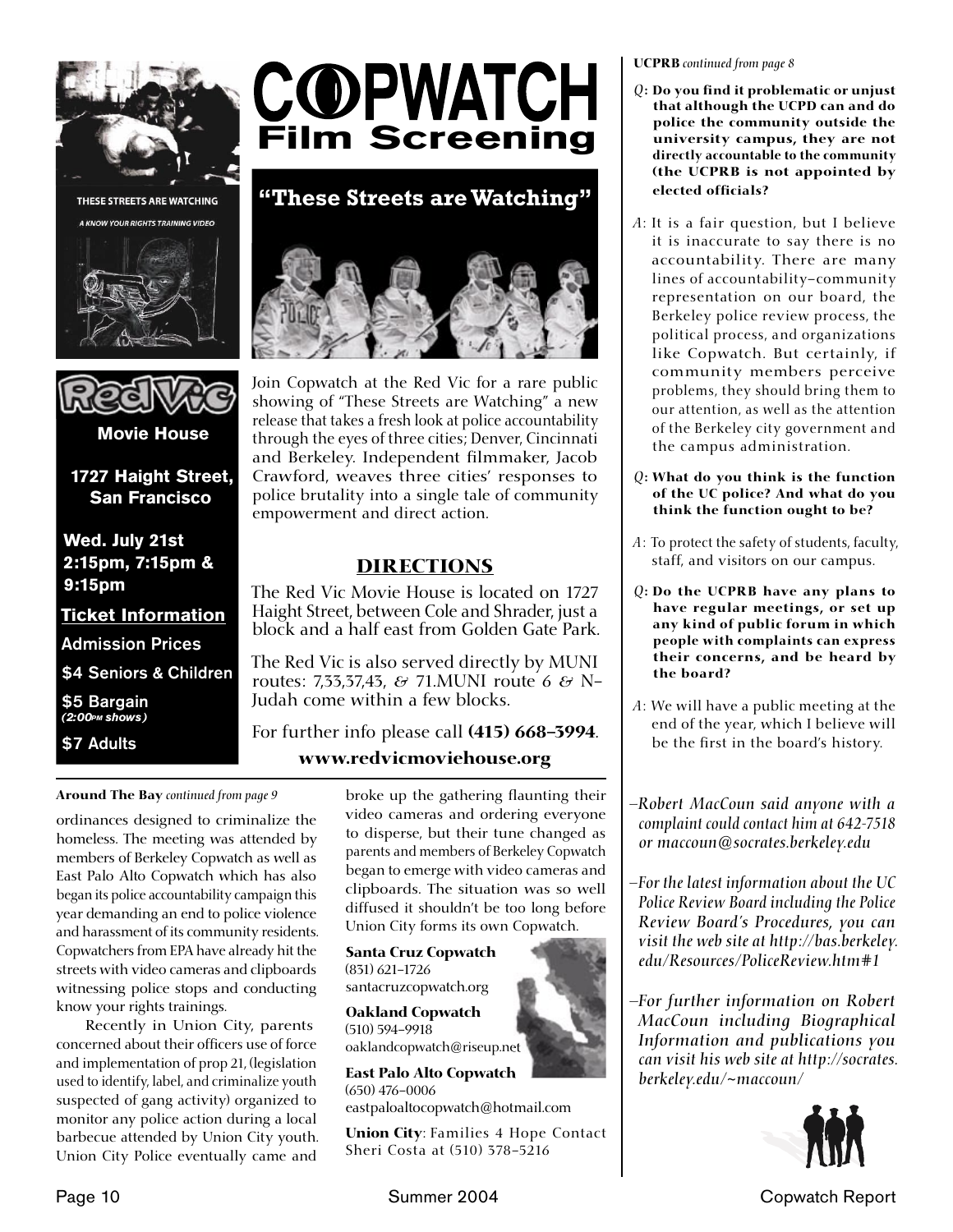# COPWATCH Film Screening

## "These Streets are Watching"

THESE STREETS ARE WATCHING

*A KNOW YOUR RIGHTS TRAINING VIDEO*

**Red Vic**

**Movie House**

**1727 Haight Street, San Francisco**

**Wed. July 21st**
**2:15pm, 7:15pm & 9:15pm**

**Ticket Information**

**Admission Prices**

**$4 Seniors & Children**

**$5 Bargain**
***(2:00PM shows)***

**$7 Adults**

Join Copwatch at the Red Vic for a rare public showing of "These Streets are Watching" a new release that takes a fresh look at police accountability through the eyes of three cities; Denver, Cincinnati and Berkeley. Independent filmmaker, Jacob Crawford, weaves three cities' responses to police brutality into a single tale of community empowerment and direct action.

### DIRECTIONS

The Red Vic Movie House is located on 1727 Haight Street, between Cole and Shrader, just a block and a half east from Golden Gate Park.

The Red Vic is also served directly by MUNI routes: 7,33,37,43, & 71.MUNI route 6 & N-Judah come within a few blocks.

For further info please call **(415) 668-3994**.

**www.redvicmoviehouse.org**

---

**Around The Bay** *continued from page 9*

ordinances designed to criminalize the homeless. The meeting was attended by members of Berkeley Copwatch as well as East Palo Alto Copwatch which has also began its police accountability campaign this year demanding an end to police violence and harassment of its community residents. Copwatchers from EPA have already hit the streets with video cameras and clipboards witnessing police stops and conducting know your rights trainings.

Recently in Union City, parents concerned about their officers use of force and implementation of prop 21, (legislation used to identify, label, and criminalize youth suspected of gang activity) organized to monitor any police action during a local barbecue attended by Union City youth. Union City Police eventually came and broke up the gathering flaunting their video cameras and ordering everyone to disperse, but their tune changed as parents and members of Berkeley Copwatch began to emerge with video cameras and clipboards. The situation was so well diffused it shouldn't be too long before Union City forms its own Copwatch.

**Santa Cruz Copwatch**
(831) 621-1726
santacruzcopwatch.org

**Oakland Copwatch**
(510) 594-9918
oaklandcopwatch@riseup.net

**East Palo Alto Copwatch**
(650) 476-0006
eastpaloaltocopwatch@hotmail.com

**Union City**: Families 4 Hope Contact Sheri Costa at (510) 378-5216

---

**UCPRB** *continued from page 8*

*Q*: **Do you find it problematic or unjust that although the UCPD can and do police the community outside the university campus, they are not directly accountable to the community (the UCPRB is not appointed by elected officials?**

*A*: It is a fair question, but I believe it is inaccurate to say there is no accountability. There are many lines of accountability–community representation on our board, the Berkeley police review process, the political process, and organizations like Copwatch. But certainly, if community members perceive problems, they should bring them to our attention, as well as the attention of the Berkeley city government and the campus administration.

*Q*: **What do you think is the function of the UC police? And what do you think the function ought to be?**

*A*: To protect the safety of students, faculty, staff, and visitors on our campus.

*Q*: **Do the UCPRB have any plans to have regular meetings, or set up any kind of public forum in which people with complaints can express their concerns, and be heard by the board?**

*A*: We will have a public meeting at the end of the year, which I believe will be the first in the board's history.

*–Robert MacCoun said anyone with a complaint could contact him at 642-7518 or maccoun@socrates.berkeley.edu*

*–For the latest information about the UC Police Review Board including the Police Review Board's Procedures, you can visit the web site at http://bas.berkeley.edu/Resources/PoliceReview.htm#1*

*–For further information on Robert MacCoun including Biographical Information and publications you can visit his web site at http://socrates.berkeley.edu/~maccoun/*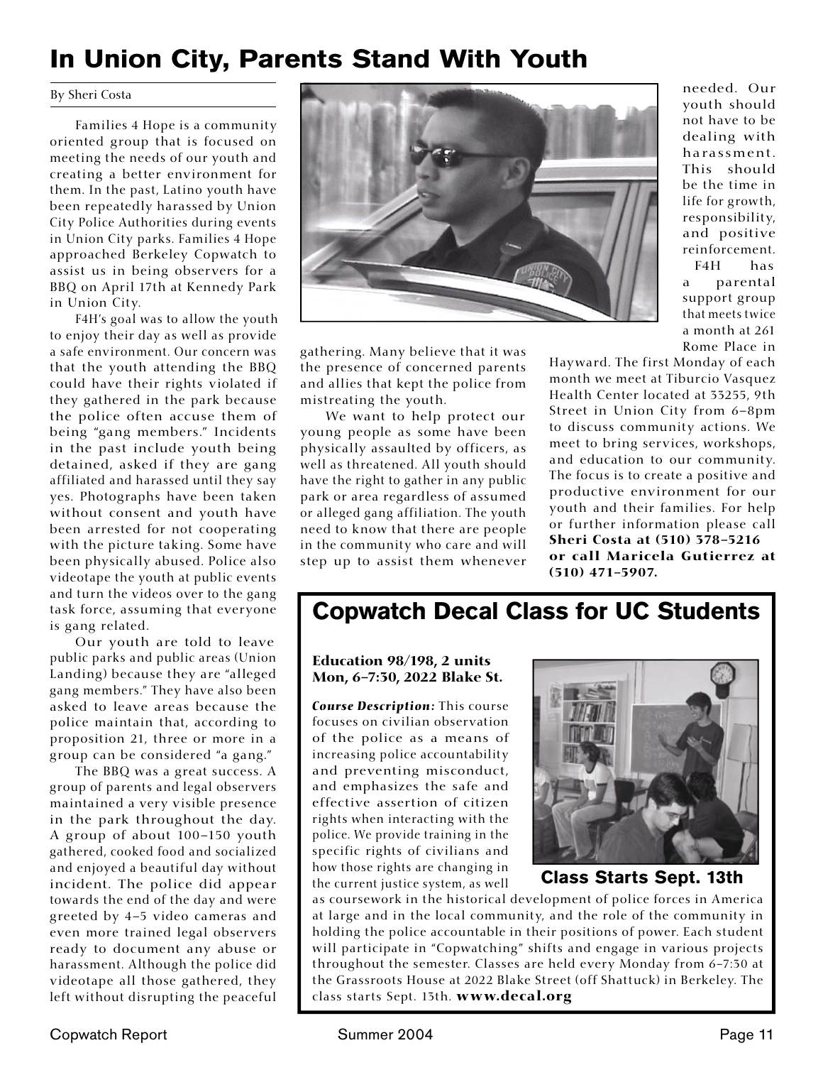# In Union City, Parents Stand With Youth

By Sheri Costa

Families 4 Hope is a community oriented group that is focused on meeting the needs of our youth and creating a better environment for them. In the past, Latino youth have been repeatedly harassed by Union City Police Authorities during events in Union City parks. Families 4 Hope approached Berkeley Copwatch to assist us in being observers for a BBQ on April 17th at Kennedy Park in Union City.

F4H's goal was to allow the youth to enjoy their day as well as provide a safe environment. Our concern was that the youth attending the BBQ could have their rights violated if they gathered in the park because the police often accuse them of being "gang members." Incidents in the past include youth being detained, asked if they are gang affiliated and harassed until they say yes. Photographs have been taken without consent and youth have been arrested for not cooperating with the picture taking. Some have been physically abused. Police also videotape the youth at public events and turn the videos over to the gang task force, assuming that everyone is gang related.

Our youth are told to leave public parks and public areas (Union Landing) because they are "alleged gang members." They have also been asked to leave areas because the police maintain that, according to proposition 21, three or more in a group can be considered "a gang."

The BBQ was a great success. A group of parents and legal observers maintained a very visible presence in the park throughout the day. A group of about 100–150 youth gathered, cooked food and socialized and enjoyed a beautiful day without incident. The police did appear towards the end of the day and were greeted by 4–5 video cameras and even more trained legal observers ready to document any abuse or harassment. Although the police did videotape all those gathered, they left without disrupting the peaceful gathering. Many believe that it was the presence of concerned parents and allies that kept the police from mistreating the youth.

We want to help protect our young people as some have been physically assaulted by officers, as well as threatened. All youth should have the right to gather in any public park or area regardless of assumed or alleged gang affiliation. The youth need to know that there are people in the community who care and will step up to assist them whenever needed. Our youth should not have to be dealing with harassment. This should be the time in life for growth, responsibility, and positive reinforcement.

F4H has a parental support group that meets twice a month at 261 Rome Place in Hayward. The first Monday of each month we meet at Tiburcio Vasquez Health Center located at 33255, 9th Street in Union City from 6–8pm to discuss community actions. We meet to bring services, workshops, and education to our community. The focus is to create a positive and productive environment for our youth and their families. For help or further information please call **Sheri Costa at (510) 378–5216 or call Maricela Gutierrez at (510) 471–5907.**

## Copwatch Decal Class for UC Students

**Education 98/198, 2 units**
**Mon, 6–7:30, 2022 Blake St.**

***Course Description:*** This course focuses on civilian observation of the police as a means of increasing police accountability and preventing misconduct, and emphasizes the safe and effective assertion of citizen rights when interacting with the police. We provide training in the specific rights of civilians and how those rights are changing in the current justice system, as well as coursework in the historical development of police forces in America at large and in the local community, and the role of the community in holding the police accountable in their positions of power. Each student will participate in "Copwatching" shifts and engage in various projects throughout the semester. Classes are held every Monday from 6–7:30 at the Grassroots House at 2022 Blake Street (off Shattuck) in Berkeley. The class starts Sept. 13th. **www.decal.org**

**Class Starts Sept. 13th**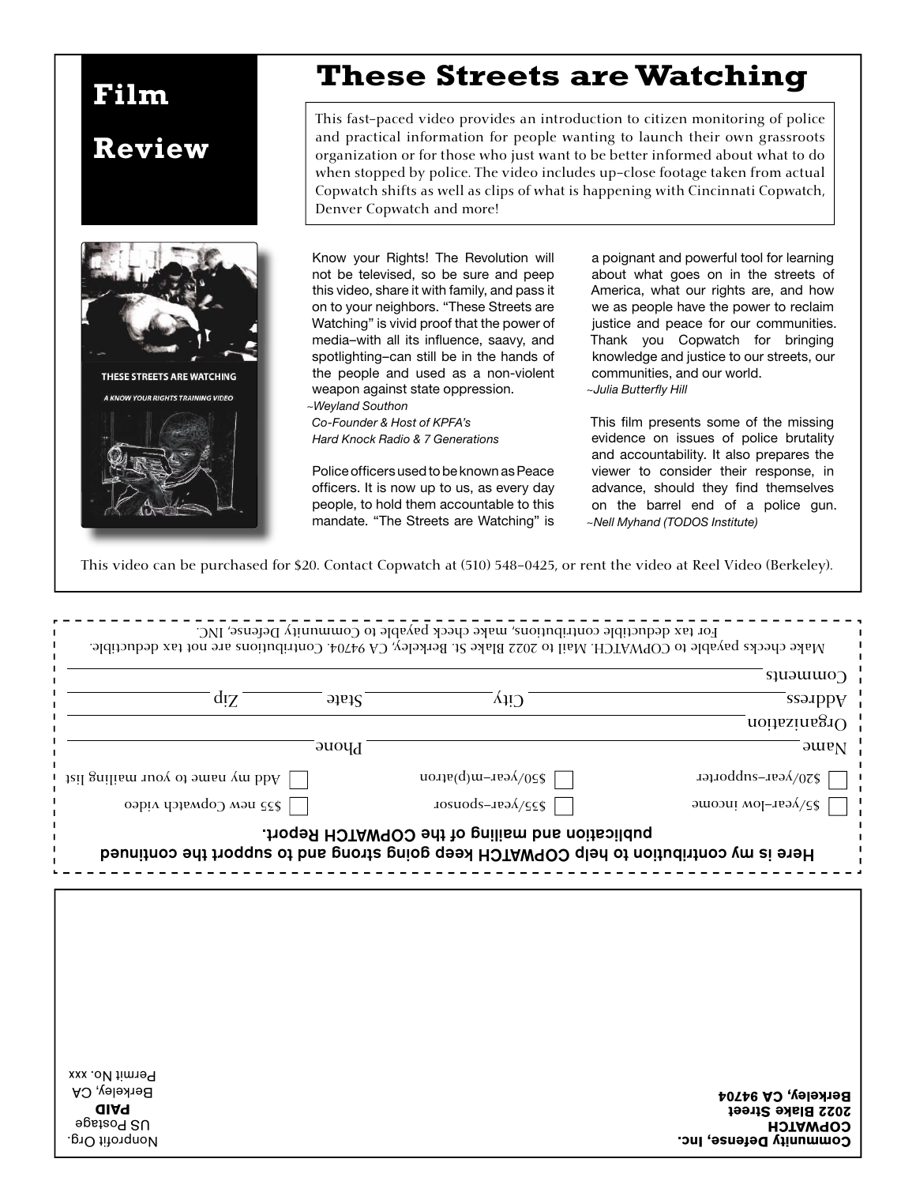# Film Review

## These Streets are Watching

This fast-paced video provides an introduction to citizen monitoring of police and practical information for people wanting to launch their own grassroots organization or for those who just want to be better informed about what to do when stopped by police. The video includes up-close footage taken from actual Copwatch shifts as well as clips of what is happening with Cincinnati Copwatch, Denver Copwatch and more!

THESE STREETS ARE WATCHING

*A KNOW YOUR RIGHTS TRAINING VIDEO*

Know your Rights! The Revolution will not be televised, so be sure and peep this video, share it with family, and pass it on to your neighbors. "These Streets are Watching" is vivid proof that the power of media–with all its influence, saavy, and spotlighting–can still be in the hands of the people and used as a non-violent weapon against state oppression.

*~Weyland Southon*
*Co-Founder & Host of KPFA's*
*Hard Knock Radio & 7 Generations*

Police officers used to be known as Peace officers. It is now up to us, as every day people, to hold them accountable to this mandate. "The Streets are Watching" is a poignant and powerful tool for learning about what goes on in the streets of America, what our rights are, and how we as people have the power to reclaim justice and peace for our communities. Thank you Copwatch for bringing knowledge and justice to our streets, our communities, and our world.

*~Julia Butterfly Hill*

This film presents some of the missing evidence on issues of police brutality and accountability. It also prepares the viewer to consider their response, in advance, should they find themselves on the barrel end of a police gun.

*~Nell Myhand (TODOS Institute)*

This video can be purchased for $20. Contact Copwatch at (510) 548-0425, or rent the video at Reel Video (Berkeley).

---

**Here is my contribution to help COPWATCH keep going strong and to support the continued publication and mailing of the COPWATCH Report.**

- [ ] $5/year–low income
- [ ] $35/year–sponsor
- [ ] $35 new Copwatch video
- [ ] $20/year–supporter
- [ ] $50/year–m(p)atron
- [ ] Add my name to your mailing list

Name ____________ Phone ____________

Organization ____________

Address ____________ City ____________ State ____________ Zip ____________

Comments ____________

Make checks payable to COPWATCH. Mail to 2022 Blake St. Berkeley, CA 94704. Contributions are not tax deductible. For tax deductible contributions, make check payable to Community Defense, INC.

---

**Community Defense, Inc.**
**COPWATCH**
**2022 Blake Street**
**Berkeley, CA 94704**

Nonprofit Org.
US Postage
**PAID**
Berkeley, CA
Permit No. xxx